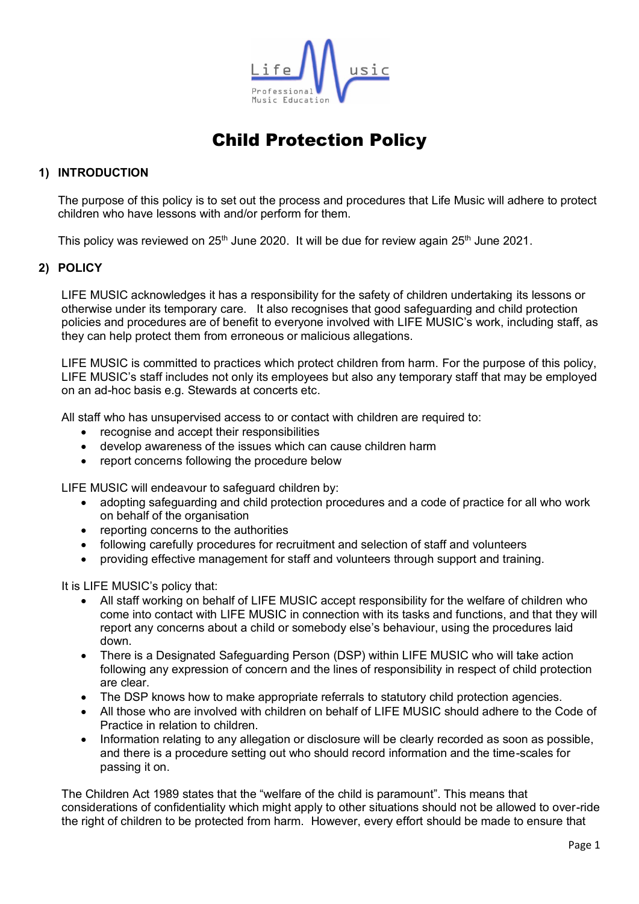# Child Protection Policy

## 1) INTRODUCTION

The purpose of this policy is to set out the process and procedures that Life Music will adhere to protect children who have lessons with and/or perform for them.

This policy was reviewed on 25th June 2020. It will be due for review again 25th June 2021.

## 2) POLICY

LIFE MUSIC acknowledges it has a responsibility for the safety of children undertaking its lessons or otherwise under its temporary care. It also recognises that good safeguarding and child protection policies and procedures are of benefit to everyone involved with LIFE MUSIC's work, including staff, as they can help protect them from erroneous or malicious allegations.

LIFE MUSIC is committed to practices which protect children from harm. For the purpose of this policy, LIFE MUSIC's staff includes not only its employees but also any temporary staff that may be employed on an ad-hoc basis e.g. Stewards at concerts etc.

All staff who has unsupervised access to or contact with children are required to:

- recognise and accept their responsibilities
- develop awareness of the issues which can cause children harm
- report concerns following the procedure below

LIFE MUSIC will endeavour to safeguard children by:

- adopting safeguarding and child protection procedures and a code of practice for all who work on behalf of the organisation
- reporting concerns to the authorities
- following carefully procedures for recruitment and selection of staff and volunteers
- providing effective management for staff and volunteers through support and training.

It is LIFE MUSIC's policy that:

- All staff working on behalf of LIFE MUSIC accept responsibility for the welfare of children who come into contact with LIFE MUSIC in connection with its tasks and functions, and that they will report any concerns about a child or somebody else's behaviour, using the procedures laid down.
- There is a Designated Safeguarding Person (DSP) within LIFE MUSIC who will take action following any expression of concern and the lines of responsibility in respect of child protection are clear.
- The DSP knows how to make appropriate referrals to statutory child protection agencies.
- All those who are involved with children on behalf of LIFE MUSIC should adhere to the Code of Practice in relation to children.
- Information relating to any allegation or disclosure will be clearly recorded as soon as possible, and there is a procedure setting out who should record information and the time-scales for passing it on.

The Children Act 1989 states that the "welfare of the child is paramount". This means that considerations of confidentiality which might apply to other situations should not be allowed to over-ride the right of children to be protected from harm. However, every effort should be made to ensure that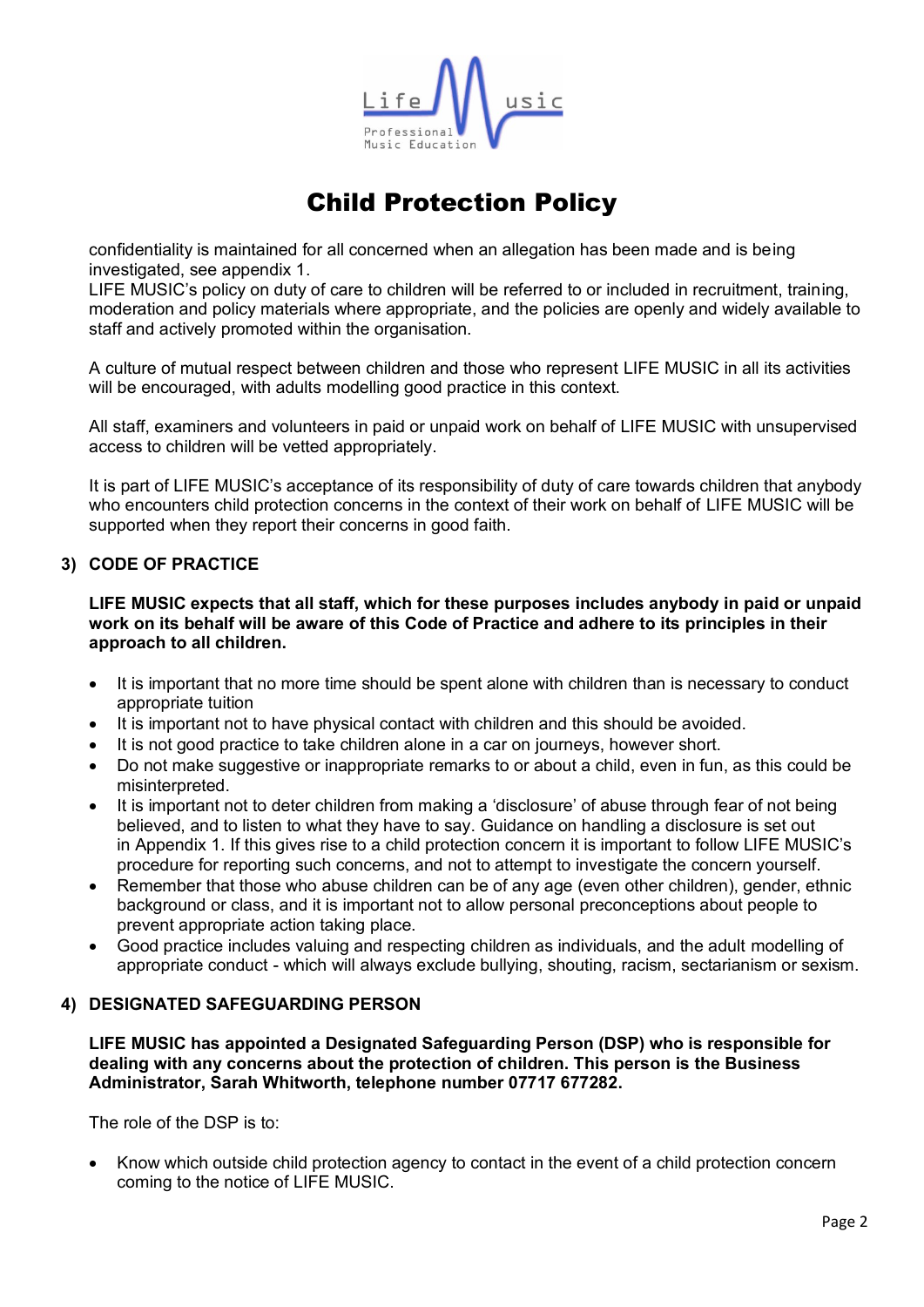# Child Protection Policy

confidentiality is maintained for all concerned when an allegation has been made and is being investigated, see appendix 1.
LIFE MUSIC's policy on duty of care to children will be referred to or included in recruitment, training, moderation and policy materials where appropriate, and the policies are openly and widely available to staff and actively promoted within the organisation.

A culture of mutual respect between children and those who represent LIFE MUSIC in all its activities will be encouraged, with adults modelling good practice in this context.

All staff, examiners and volunteers in paid or unpaid work on behalf of LIFE MUSIC with unsupervised access to children will be vetted appropriately.

It is part of LIFE MUSIC's acceptance of its responsibility of duty of care towards children that anybody who encounters child protection concerns in the context of their work on behalf of LIFE MUSIC will be supported when they report their concerns in good faith.

## 3) CODE OF PRACTICE

**LIFE MUSIC expects that all staff, which for these purposes includes anybody in paid or unpaid work on its behalf will be aware of this Code of Practice and adhere to its principles in their approach to all children.**

- It is important that no more time should be spent alone with children than is necessary to conduct appropriate tuition
- It is important not to have physical contact with children and this should be avoided.
- It is not good practice to take children alone in a car on journeys, however short.
- Do not make suggestive or inappropriate remarks to or about a child, even in fun, as this could be misinterpreted.
- It is important not to deter children from making a 'disclosure' of abuse through fear of not being believed, and to listen to what they have to say. Guidance on handling a disclosure is set out in Appendix 1. If this gives rise to a child protection concern it is important to follow LIFE MUSIC's procedure for reporting such concerns, and not to attempt to investigate the concern yourself.
- Remember that those who abuse children can be of any age (even other children), gender, ethnic background or class, and it is important not to allow personal preconceptions about people to prevent appropriate action taking place.
- Good practice includes valuing and respecting children as individuals, and the adult modelling of appropriate conduct - which will always exclude bullying, shouting, racism, sectarianism or sexism.

## 4) DESIGNATED SAFEGUARDING PERSON

**LIFE MUSIC has appointed a Designated Safeguarding Person (DSP) who is responsible for dealing with any concerns about the protection of children. This person is the Business Administrator, Sarah Whitworth, telephone number 07717 677282.**

The role of the DSP is to:

- Know which outside child protection agency to contact in the event of a child protection concern coming to the notice of LIFE MUSIC.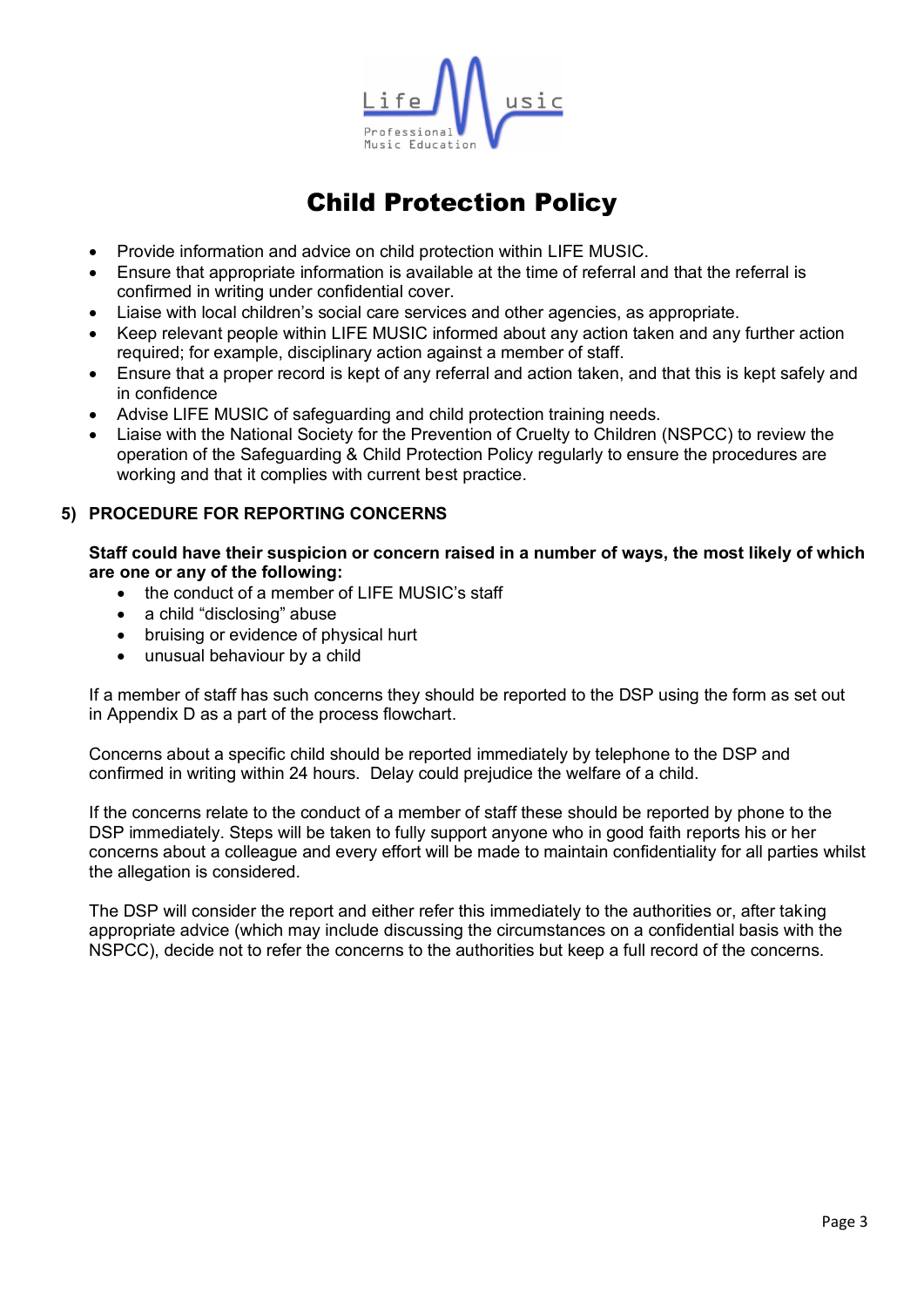# Child Protection Policy

- Provide information and advice on child protection within LIFE MUSIC.
- Ensure that appropriate information is available at the time of referral and that the referral is confirmed in writing under confidential cover.
- Liaise with local children's social care services and other agencies, as appropriate.
- Keep relevant people within LIFE MUSIC informed about any action taken and any further action required; for example, disciplinary action against a member of staff.
- Ensure that a proper record is kept of any referral and action taken, and that this is kept safely and in confidence
- Advise LIFE MUSIC of safeguarding and child protection training needs.
- Liaise with the National Society for the Prevention of Cruelty to Children (NSPCC) to review the operation of the Safeguarding & Child Protection Policy regularly to ensure the procedures are working and that it complies with current best practice.

## 5) PROCEDURE FOR REPORTING CONCERNS

**Staff could have their suspicion or concern raised in a number of ways, the most likely of which are one or any of the following:**

- the conduct of a member of LIFE MUSIC's staff
- a child "disclosing" abuse
- bruising or evidence of physical hurt
- unusual behaviour by a child

If a member of staff has such concerns they should be reported to the DSP using the form as set out in Appendix D as a part of the process flowchart.

Concerns about a specific child should be reported immediately by telephone to the DSP and confirmed in writing within 24 hours. Delay could prejudice the welfare of a child.

If the concerns relate to the conduct of a member of staff these should be reported by phone to the DSP immediately. Steps will be taken to fully support anyone who in good faith reports his or her concerns about a colleague and every effort will be made to maintain confidentiality for all parties whilst the allegation is considered.

The DSP will consider the report and either refer this immediately to the authorities or, after taking appropriate advice (which may include discussing the circumstances on a confidential basis with the NSPCC), decide not to refer the concerns to the authorities but keep a full record of the concerns.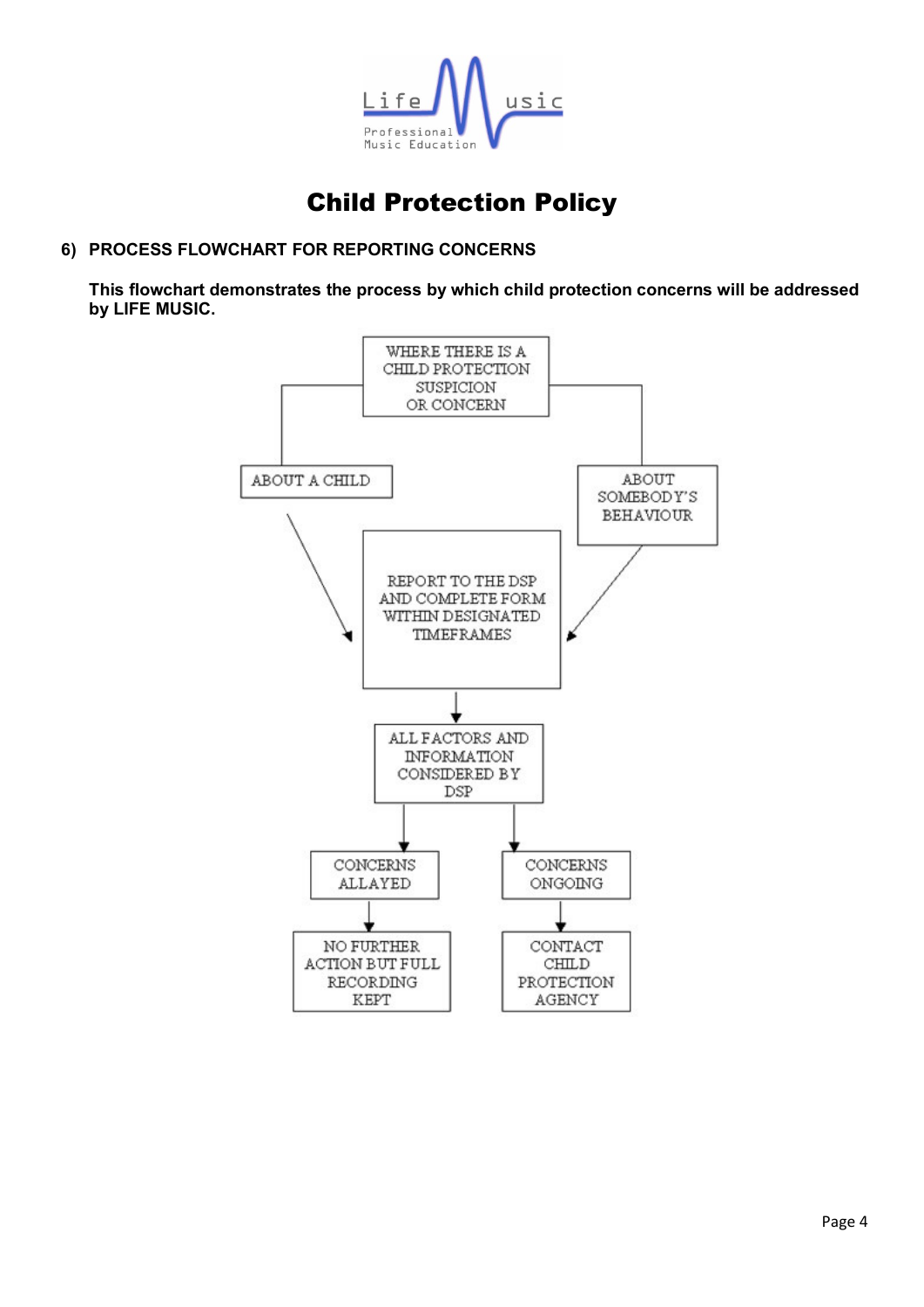# Child Protection Policy

**6) PROCESS FLOWCHART FOR REPORTING CONCERNS**

**This flowchart demonstrates the process by which child protection concerns will be addressed by LIFE MUSIC.**

WHERE THERE IS A CHILD PROTECTION SUSPICION OR CONCERN

ABOUT A CHILD

ABOUT SOMEBODY'S BEHAVIOUR

REPORT TO THE DSP AND COMPLETE FORM WITHIN DESIGNATED TIMEFRAMES

ALL FACTORS AND INFORMATION CONSIDERED BY DSP

CONCERNS ALLAYED

CONCERNS ONGOING

NO FURTHER ACTION BUT FULL RECORDING KEPT

CONTACT CHILD PROTECTION AGENCY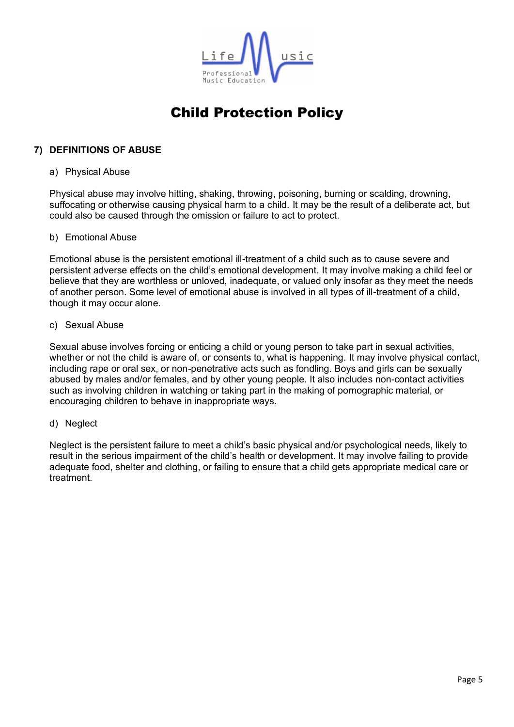# Child Protection Policy

## 7) DEFINITIONS OF ABUSE

### a) Physical Abuse

Physical abuse may involve hitting, shaking, throwing, poisoning, burning or scalding, drowning, suffocating or otherwise causing physical harm to a child. It may be the result of a deliberate act, but could also be caused through the omission or failure to act to protect.

### b) Emotional Abuse

Emotional abuse is the persistent emotional ill-treatment of a child such as to cause severe and persistent adverse effects on the child's emotional development. It may involve making a child feel or believe that they are worthless or unloved, inadequate, or valued only insofar as they meet the needs of another person. Some level of emotional abuse is involved in all types of ill-treatment of a child, though it may occur alone.

### c) Sexual Abuse

Sexual abuse involves forcing or enticing a child or young person to take part in sexual activities, whether or not the child is aware of, or consents to, what is happening. It may involve physical contact, including rape or oral sex, or non-penetrative acts such as fondling. Boys and girls can be sexually abused by males and/or females, and by other young people. It also includes non-contact activities such as involving children in watching or taking part in the making of pornographic material, or encouraging children to behave in inappropriate ways.

### d) Neglect

Neglect is the persistent failure to meet a child's basic physical and/or psychological needs, likely to result in the serious impairment of the child's health or development. It may involve failing to provide adequate food, shelter and clothing, or failing to ensure that a child gets appropriate medical care or treatment.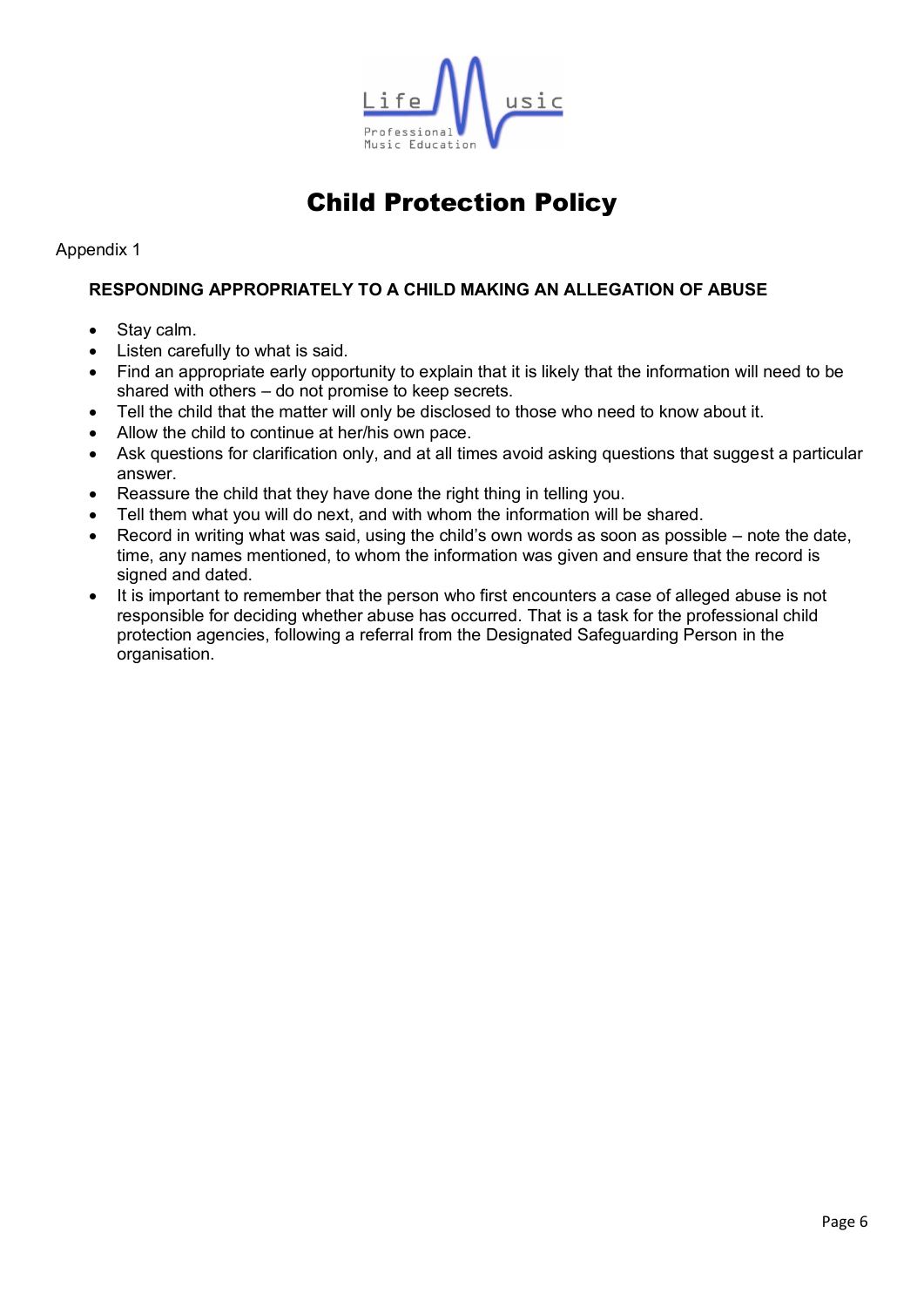# Child Protection Policy

Appendix 1

**RESPONDING APPROPRIATELY TO A CHILD MAKING AN ALLEGATION OF ABUSE**

- Stay calm.
- Listen carefully to what is said.
- Find an appropriate early opportunity to explain that it is likely that the information will need to be shared with others – do not promise to keep secrets.
- Tell the child that the matter will only be disclosed to those who need to know about it.
- Allow the child to continue at her/his own pace.
- Ask questions for clarification only, and at all times avoid asking questions that suggest a particular answer.
- Reassure the child that they have done the right thing in telling you.
- Tell them what you will do next, and with whom the information will be shared.
- Record in writing what was said, using the child's own words as soon as possible – note the date, time, any names mentioned, to whom the information was given and ensure that the record is signed and dated.
- It is important to remember that the person who first encounters a case of alleged abuse is not responsible for deciding whether abuse has occurred. That is a task for the professional child protection agencies, following a referral from the Designated Safeguarding Person in the organisation.